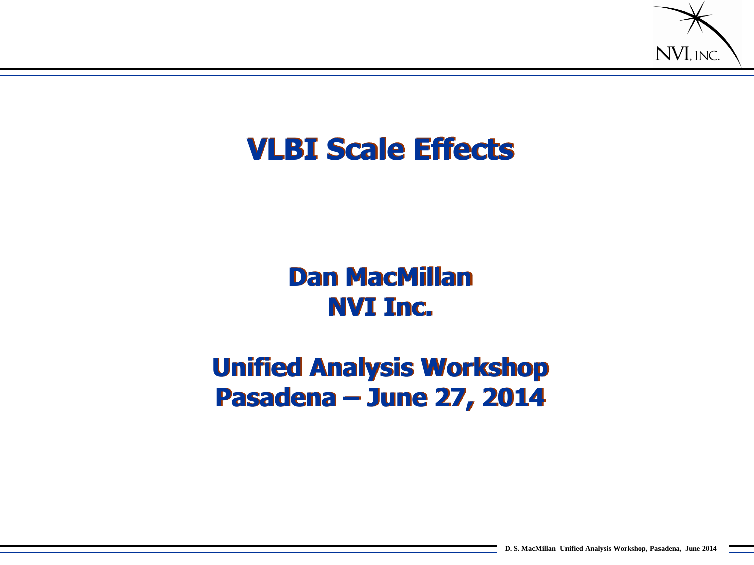# VLBI Scale Effects

**Dan MacMillan**
**NVI Inc.**

**Unified Analysis Workshop**
**Pasadena – June 27, 2014**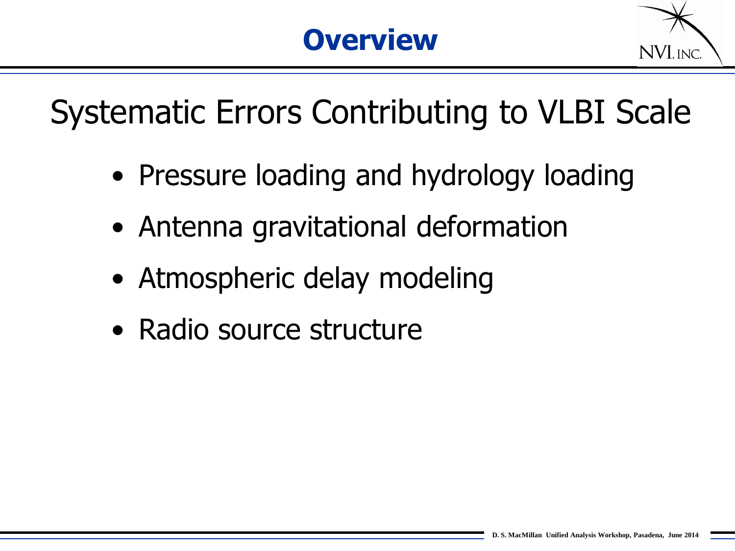# Overview

## Systematic Errors Contributing to VLBI Scale

- Pressure loading and hydrology loading
- Antenna gravitational deformation
- Atmospheric delay modeling
- Radio source structure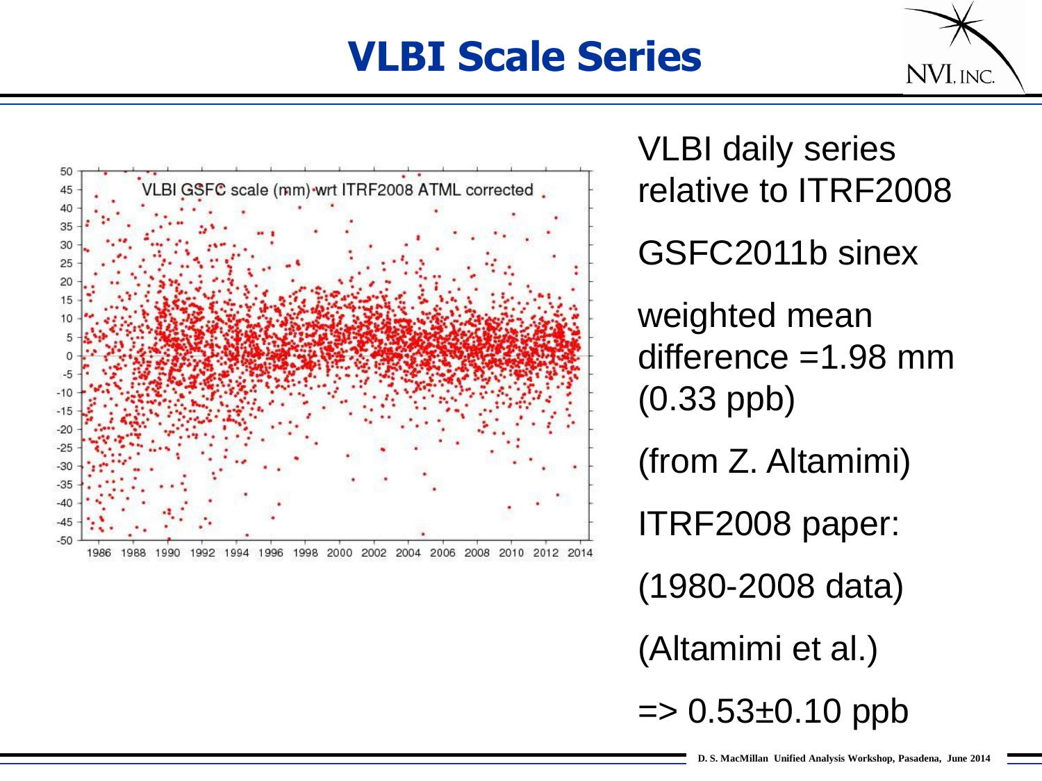# VLBI Scale Series

VLBI daily series relative to ITRF2008

GSFC2011b sinex

weighted mean difference =1.98 mm (0.33 ppb)

(from Z. Altamimi)

ITRF2008 paper:

(1980-2008 data)

(Altamimi et al.)

=> 0.53±0.10 ppb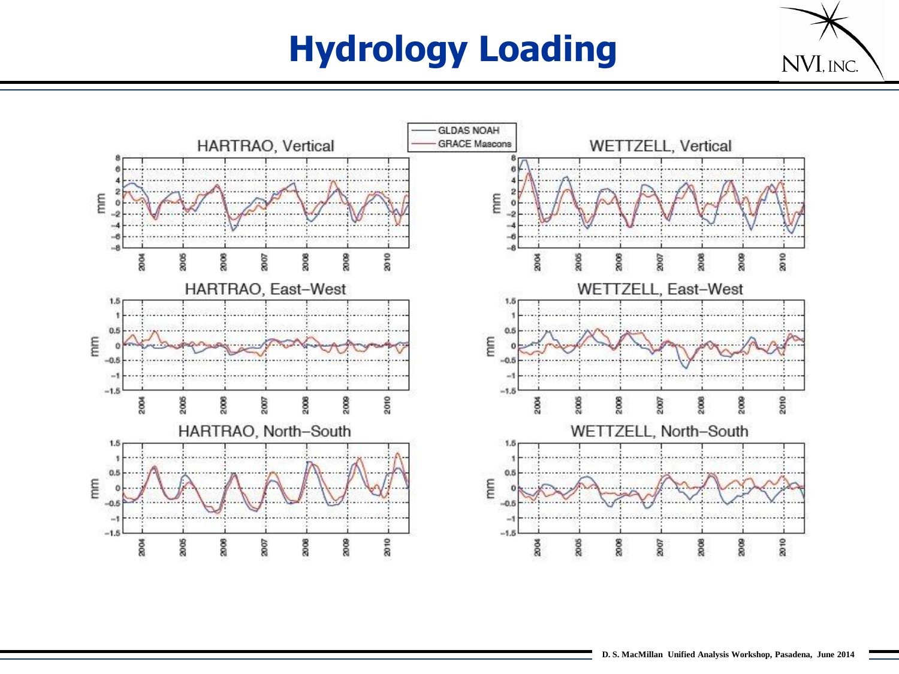# Hydrology Loading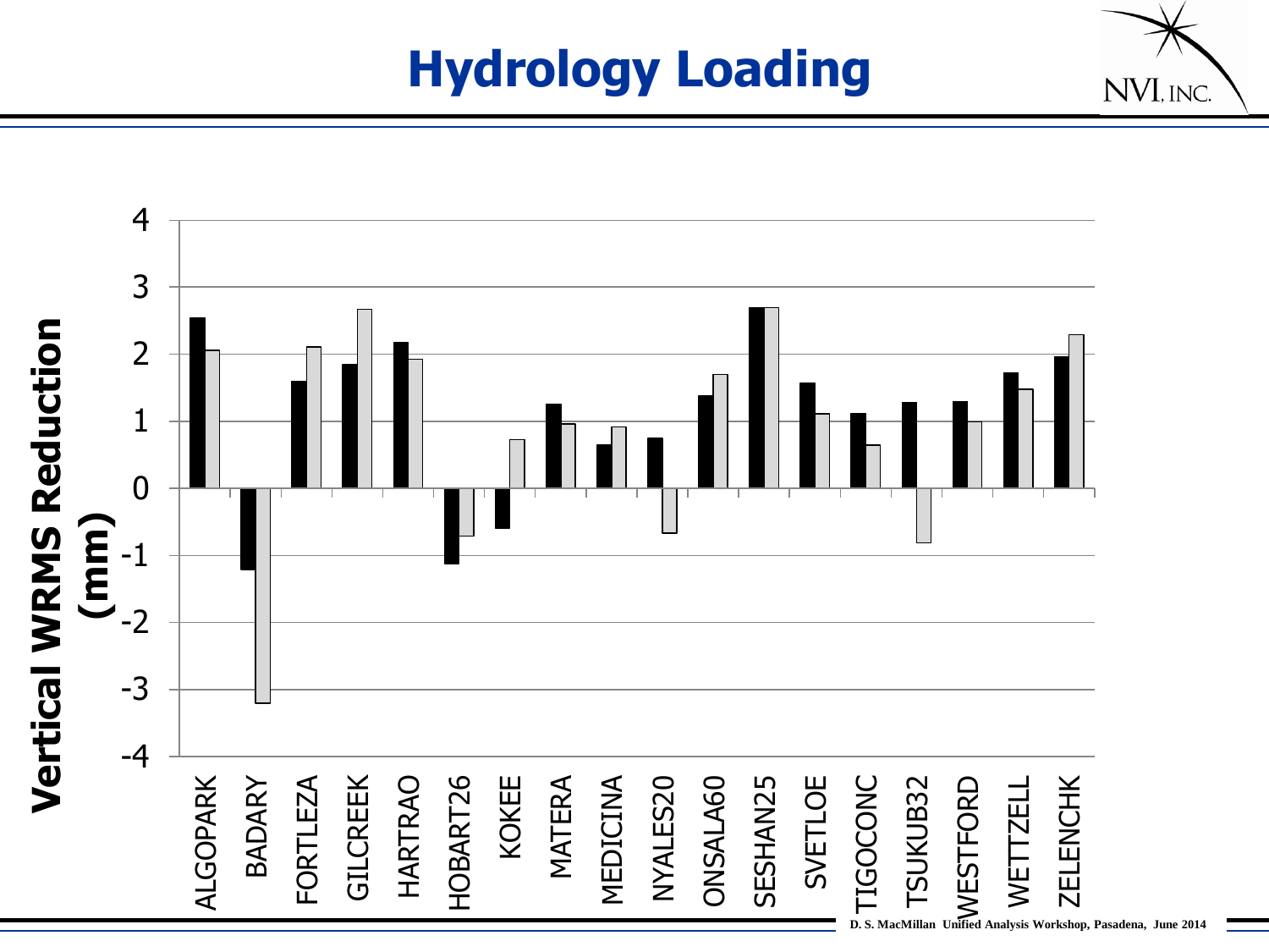# Hydrology Loading

Vertical WRMS Reduction (mm)

4
3
2
1
0
-1
-2
-3
-4

ALGOPARK BADARY FORTLEZA GILCREEK HARTRAO HOBART26 KOKEE MATERA MEDICINA NYALES20 ONSALA60 SESHAN25 SVETLOE TIGOCONC TSUKUB32 WESTFORD WETTZELL ZELENCHK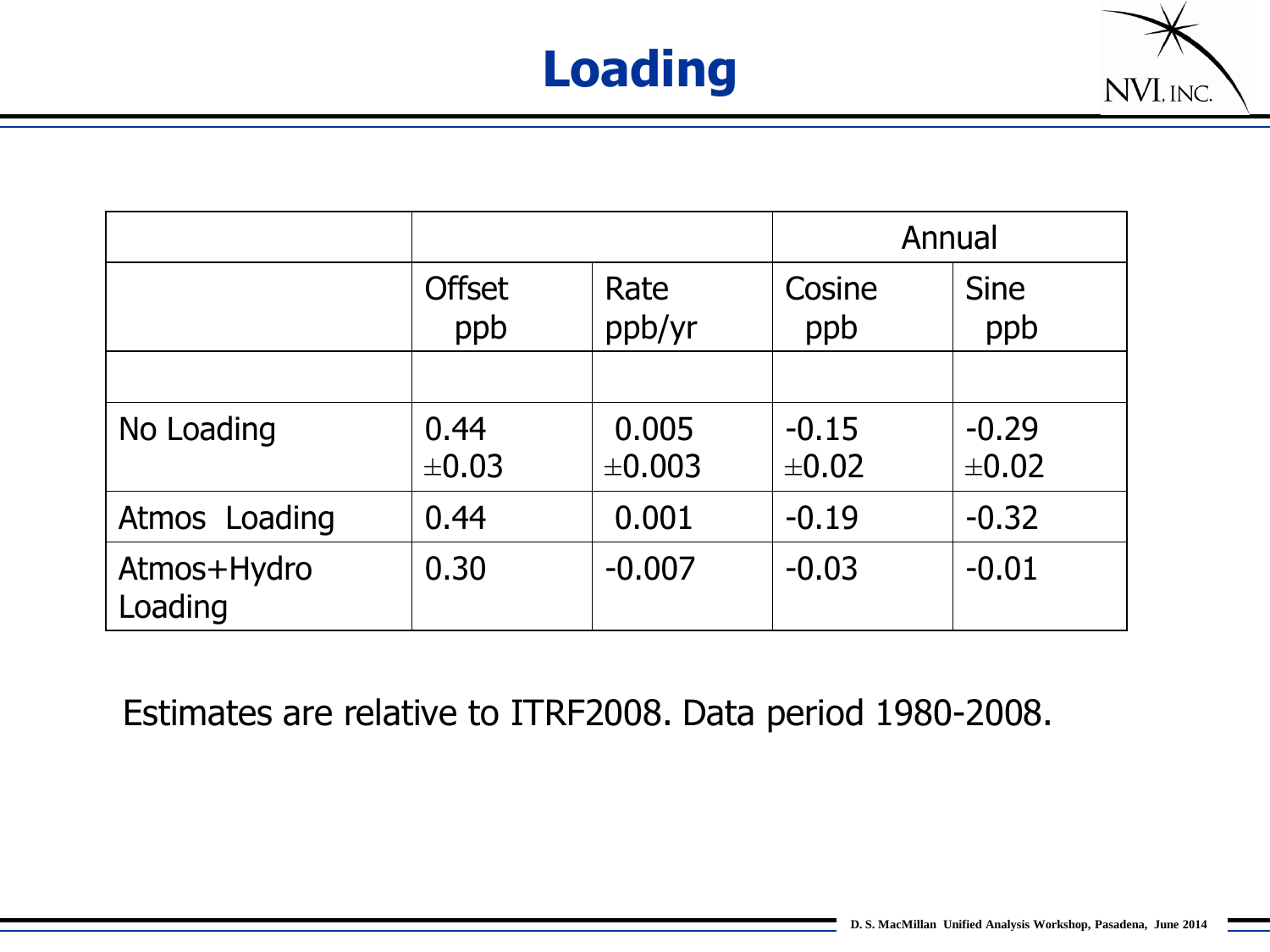# Loading

| | | | Annual | |
|---|---|---|---|---|
| | Offset ppb | Rate ppb/yr | Cosine ppb | Sine ppb |
| | | | | |
| No Loading | 0.44 $\pm$0.03 | 0.005 $\pm$0.003 | -0.15 $\pm$0.02 | -0.29 $\pm$0.02 |
| Atmos Loading | 0.44 | 0.001 | -0.19 | -0.32 |
| Atmos+Hydro Loading | 0.30 | -0.007 | -0.03 | -0.01 |

Estimates are relative to ITRF2008. Data period 1980-2008.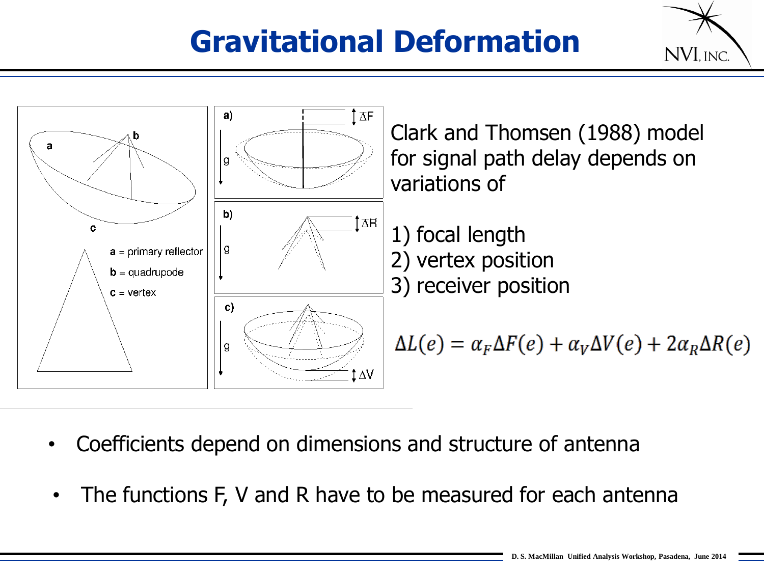# Gravitational Deformation

Clark and Thomsen (1988) model for signal path delay depends on variations of

1) focal length
2) vertex position
3) receiver position

$$\Delta L(e) = \alpha_F \Delta F(e) + \alpha_V \Delta V(e) + 2\alpha_R \Delta R(e)$$

- Coefficients depend on dimensions and structure of antenna
- The functions F, V and R have to be measured for each antenna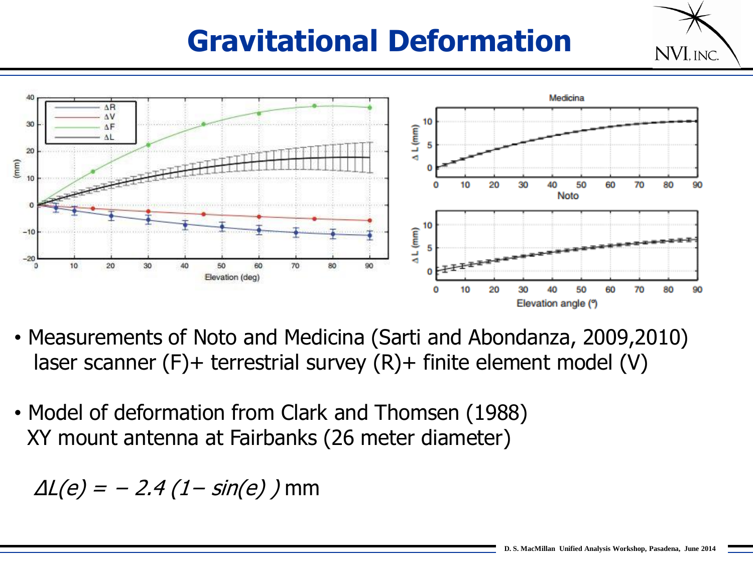# Gravitational Deformation

- Measurements of Noto and Medicina (Sarti and Abondanza, 2009,2010)
  laser scanner (F)+ terrestrial survey (R)+ finite element model (V)

- Model of deformation from Clark and Thomsen (1988)
  XY mount antenna at Fairbanks (26 meter diameter)

$$\Delta L(e) = -2.4\,(1 - \sin(e))\ \text{mm}$$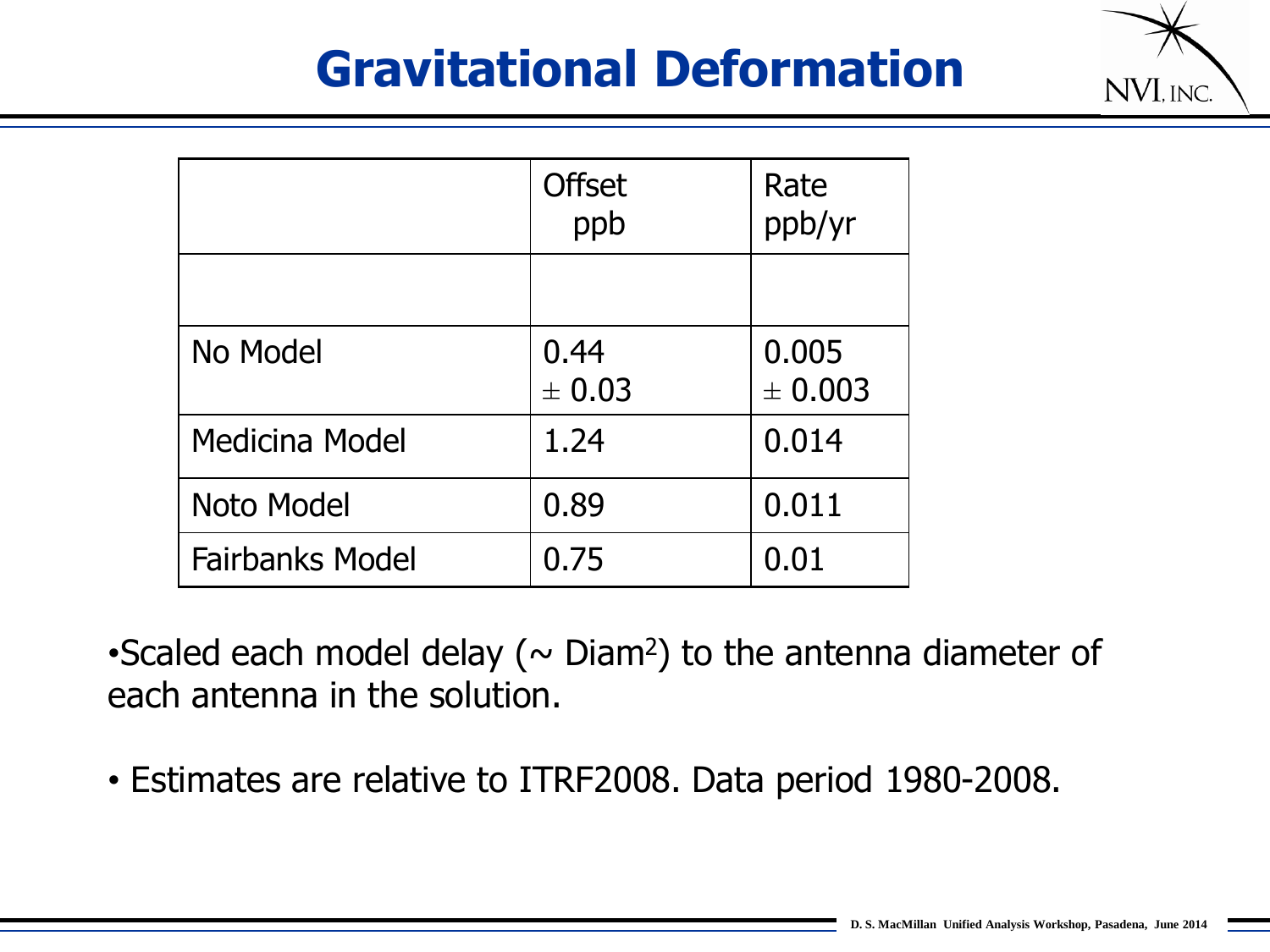# Gravitational Deformation

| | Offset ppb | Rate ppb/yr |
|---|---|---|
| | | |
| No Model | 0.44 $\pm$ 0.03 | 0.005 $\pm$ 0.003 |
| Medicina Model | 1.24 | 0.014 |
| Noto Model | 0.89 | 0.011 |
| Fairbanks Model | 0.75 | 0.01 |

- Scaled each model delay ($\sim$ Diam$^2$) to the antenna diameter of each antenna in the solution.
- Estimates are relative to ITRF2008. Data period 1980-2008.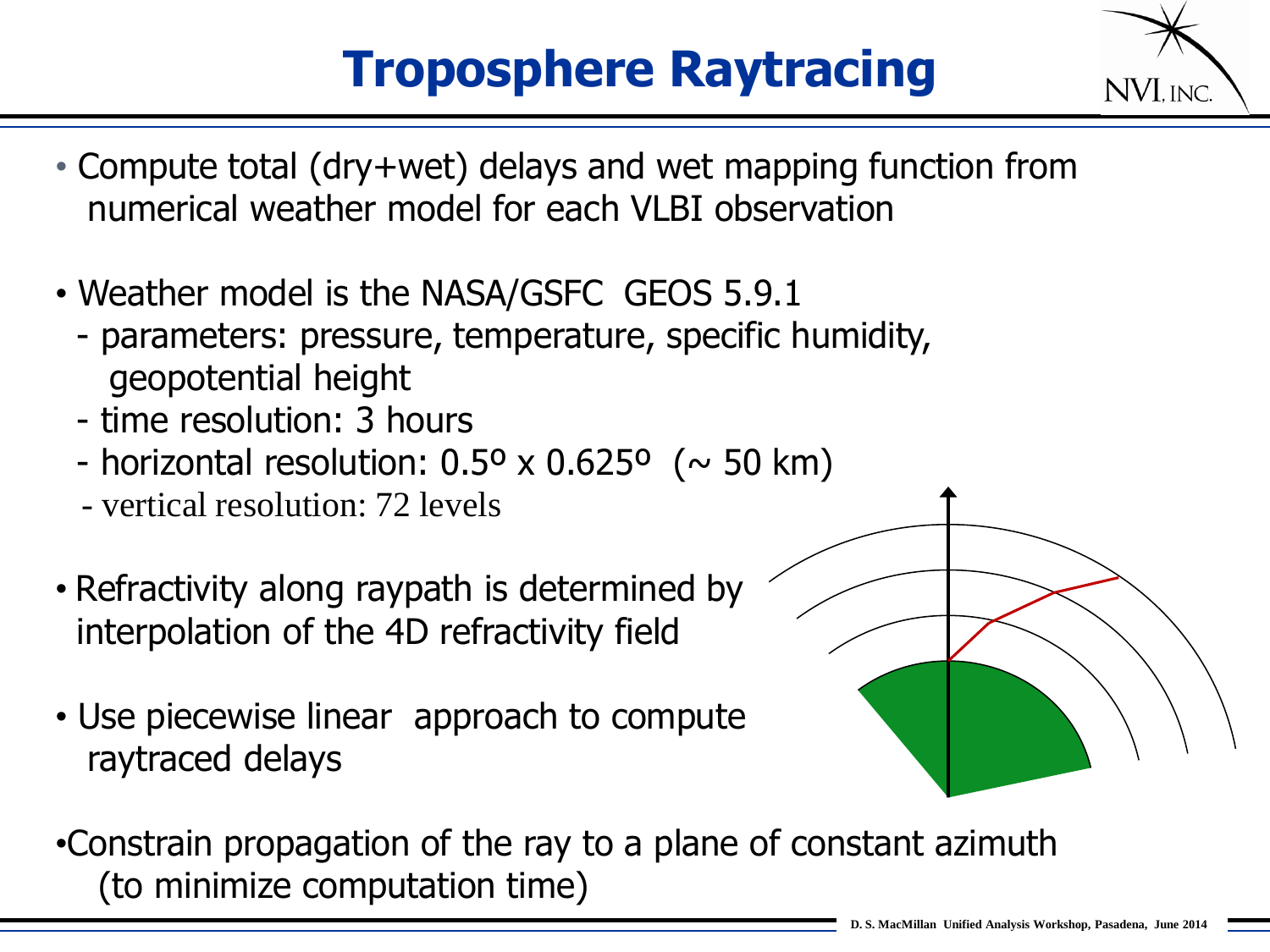# Troposphere Raytracing

- Compute total (dry+wet) delays and wet mapping function from numerical weather model for each VLBI observation

- Weather model is the NASA/GSFC GEOS 5.9.1
  - parameters: pressure, temperature, specific humidity, geopotential height
  - time resolution: 3 hours
  - horizontal resolution: 0.5º x 0.625º (~ 50 km)
  - vertical resolution: 72 levels

- Refractivity along raypath is determined by interpolation of the 4D refractivity field

- Use piecewise linear approach to compute raytraced delays

- Constrain propagation of the ray to a plane of constant azimuth (to minimize computation time)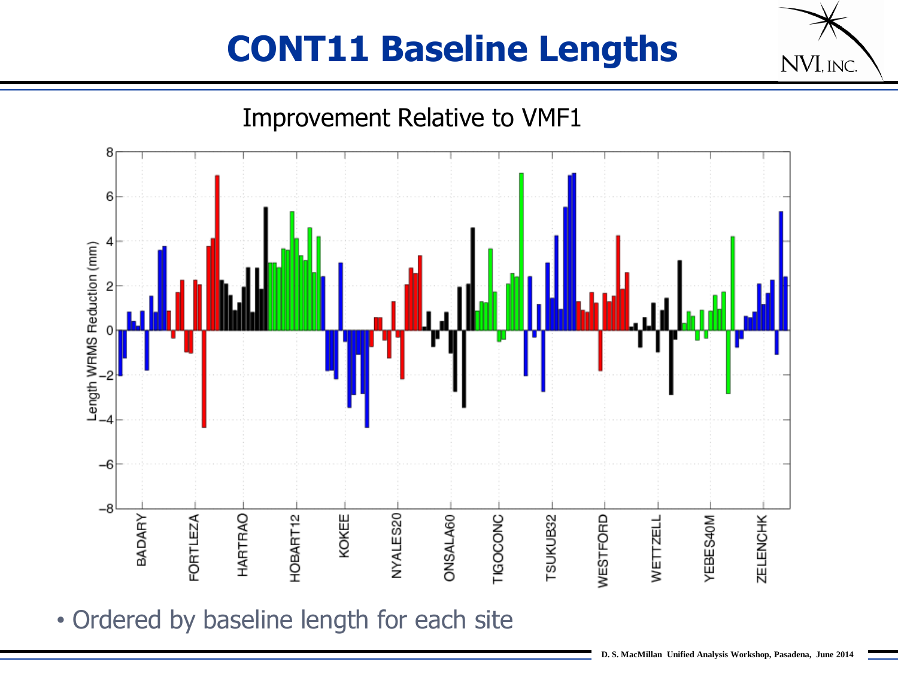# CONT11 Baseline Lengths

Improvement Relative to VMF1

- Ordered by baseline length for each site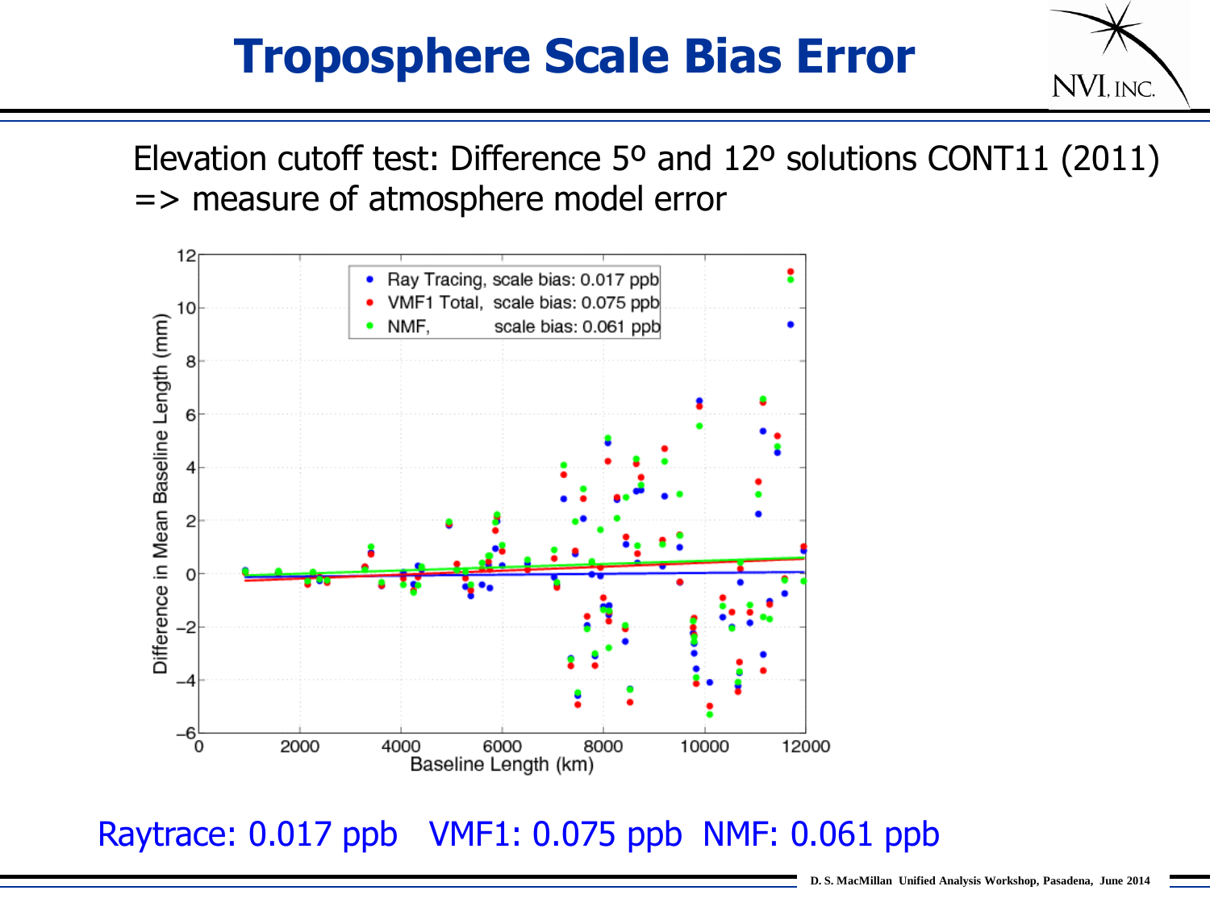# Troposphere Scale Bias Error

Elevation cutoff test: Difference 5º and 12º solutions CONT11 (2011)
=> measure of atmosphere model error

Raytrace: 0.017 ppb VMF1: 0.075 ppb NMF: 0.061 ppb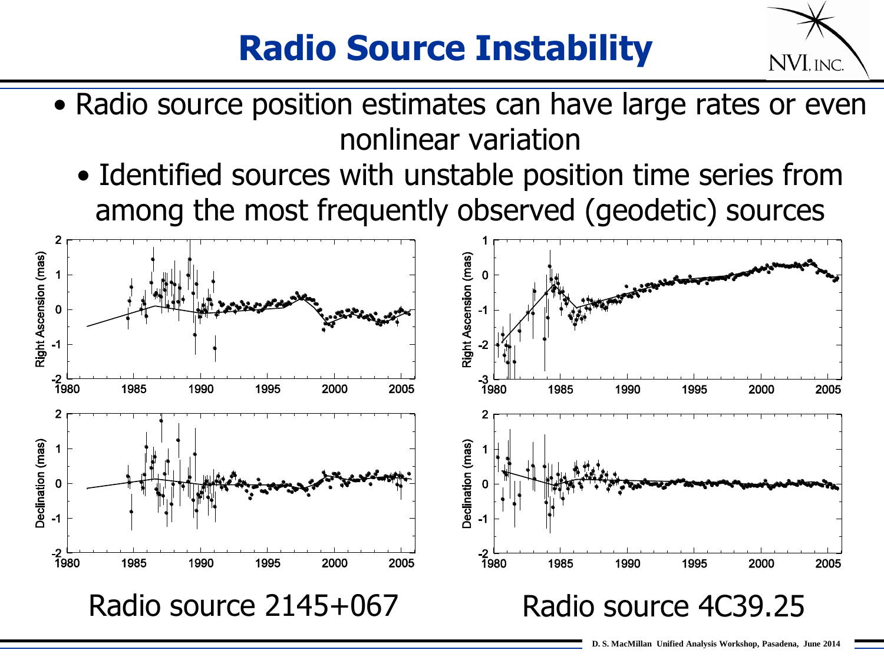# Radio Source Instability

- Radio source position estimates can have large rates or even nonlinear variation
  - Identified sources with unstable position time series from among the most frequently observed (geodetic) sources

Radio source 2145+067

Radio source 4C39.25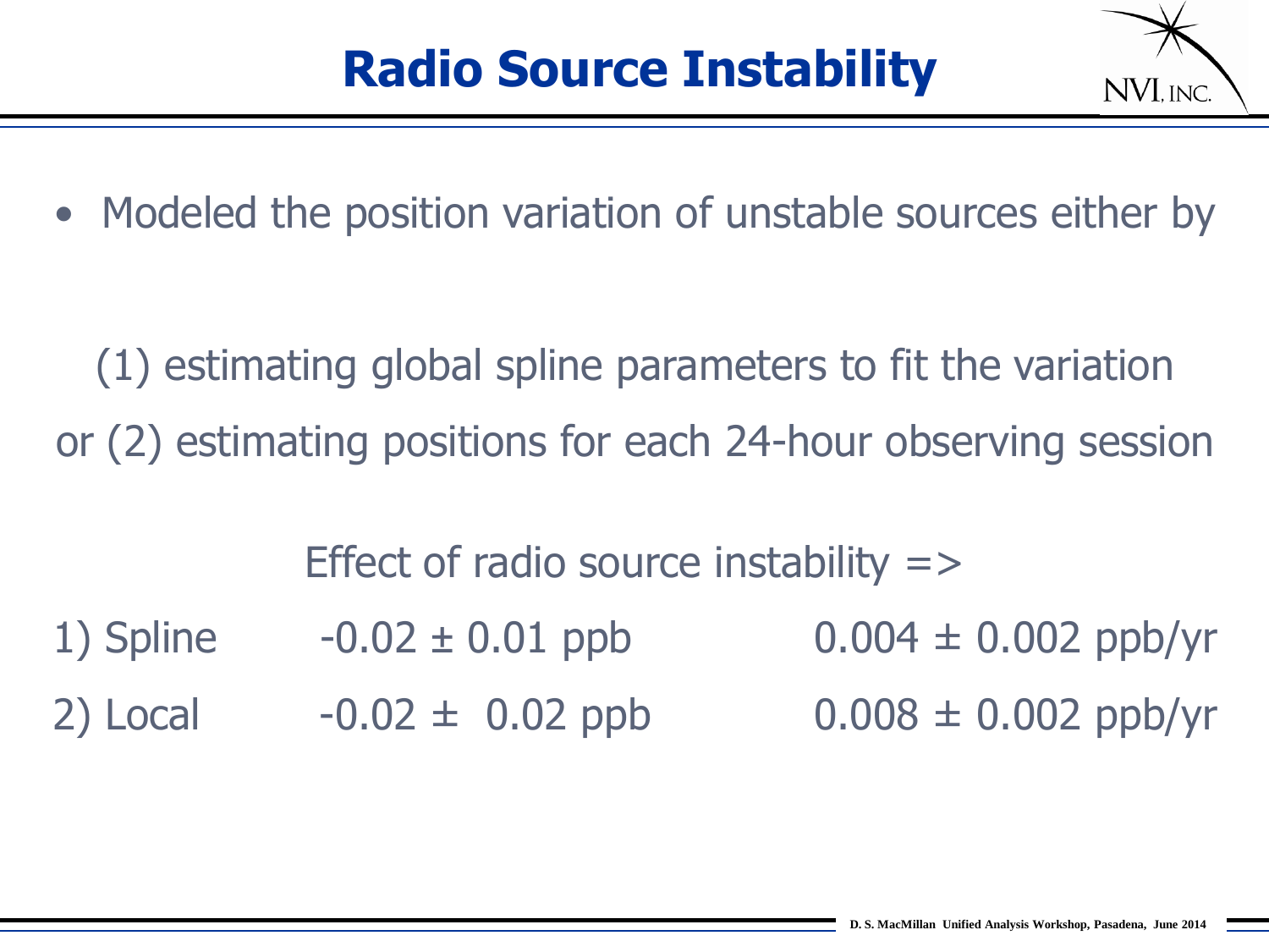# Radio Source Instability

- Modeled the position variation of unstable sources either by

(1) estimating global spline parameters to fit the variation

or (2) estimating positions for each 24-hour observing session

Effect of radio source instability =>

| | | |
|---|---|---|
| 1) Spline | -0.02 ± 0.01 ppb | 0.004 ± 0.002 ppb/yr |
| 2) Local | -0.02 ± 0.02 ppb | 0.008 ± 0.002 ppb/yr |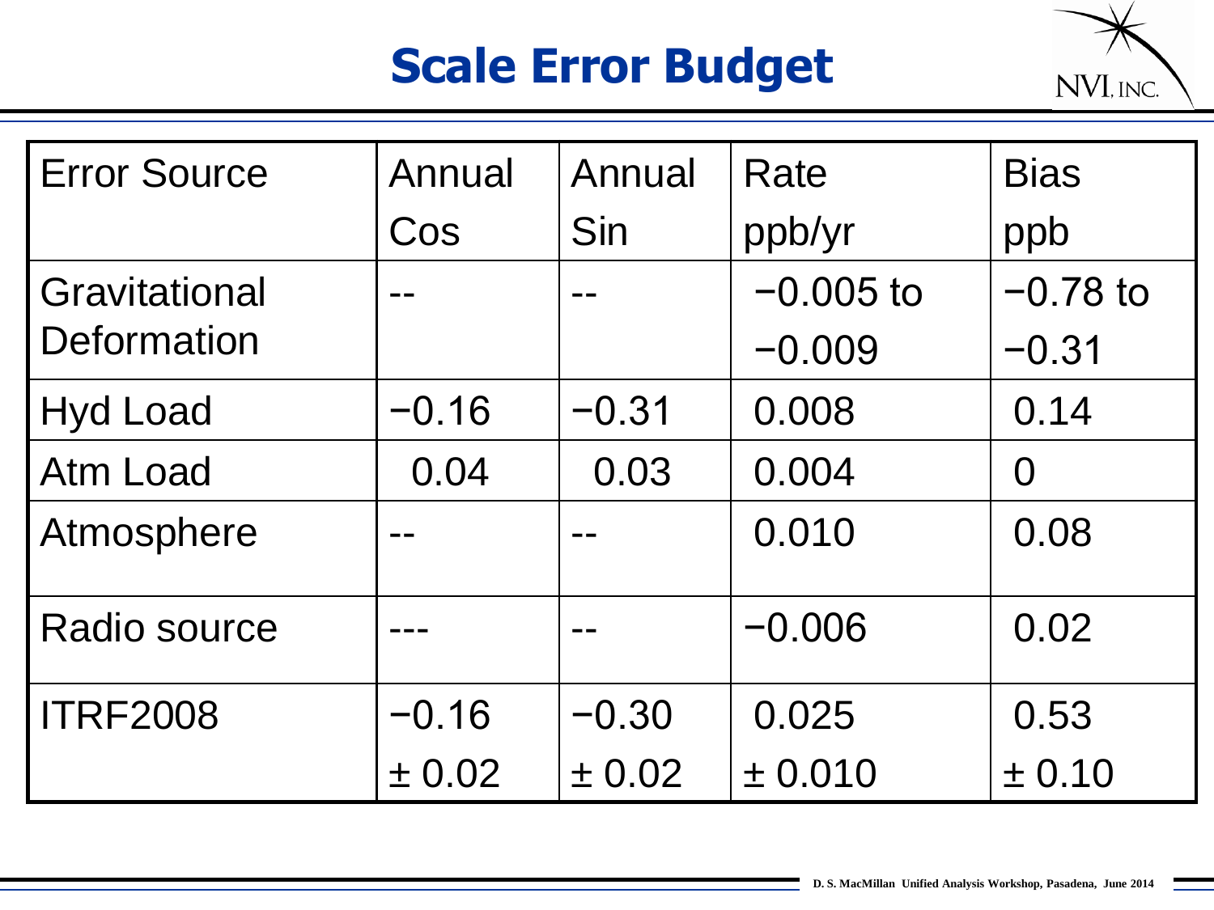# Scale Error Budget

| Error Source | Annual Cos | Annual Sin | Rate ppb/yr | Bias ppb |
|---|---|---|---|---|
| Gravitational Deformation | -- | -- | −0.005 to −0.009 | −0.78 to −0.31 |
| Hyd Load | −0.16 | −0.31 | 0.008 | 0.14 |
| Atm Load | 0.04 | 0.03 | 0.004 | 0 |
| Atmosphere | -- | -- | 0.010 | 0.08 |
| Radio source | --- | -- | −0.006 | 0.02 |
| ITRF2008 | −0.16 ± 0.02 | −0.30 ± 0.02 | 0.025 ± 0.010 | 0.53 ± 0.10 |